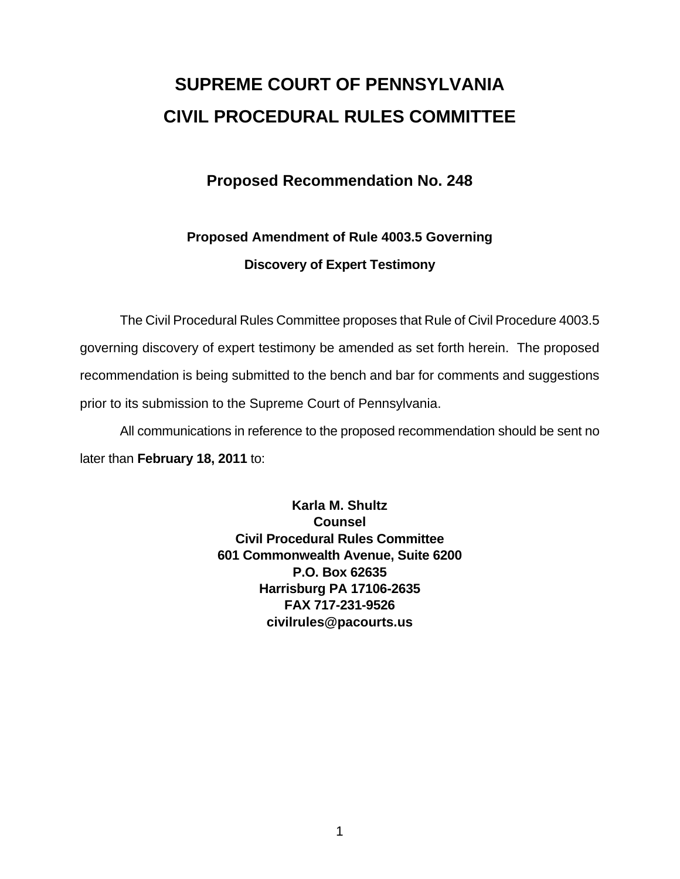# SUPREME COURT OF PENNSYLVANIA
# CIVIL PROCEDURAL RULES COMMITTEE

## Proposed Recommendation No. 248

### Proposed Amendment of Rule 4003.5 Governing Discovery of Expert Testimony

The Civil Procedural Rules Committee proposes that Rule of Civil Procedure 4003.5 governing discovery of expert testimony be amended as set forth herein. The proposed recommendation is being submitted to the bench and bar for comments and suggestions prior to its submission to the Supreme Court of Pennsylvania.

All communications in reference to the proposed recommendation should be sent no later than **February 18, 2011** to:

**Karla M. Shultz**
**Counsel**
**Civil Procedural Rules Committee**
**601 Commonwealth Avenue, Suite 6200**
**P.O. Box 62635**
**Harrisburg PA 17106-2635**
**FAX 717-231-9526**
**civilrules@pacourts.us**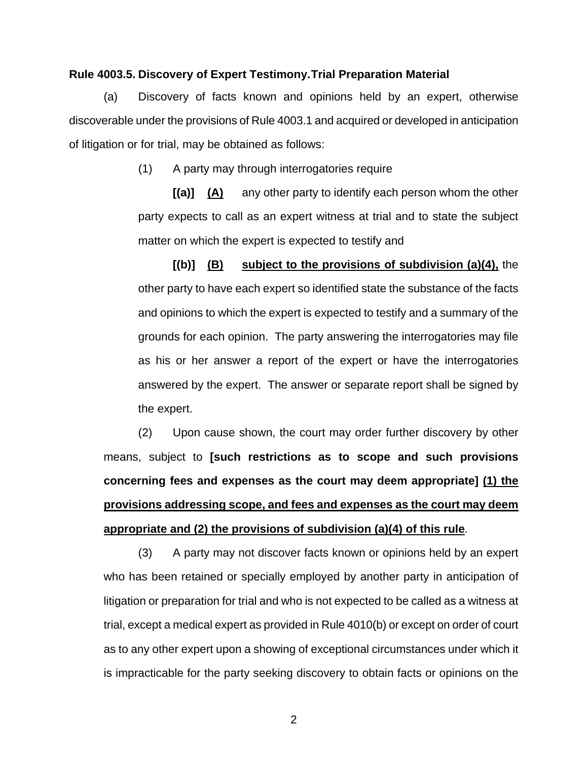**Rule 4003.5. Discovery of Expert Testimony.Trial Preparation Material**

(a) Discovery of facts known and opinions held by an expert, otherwise discoverable under the provisions of Rule 4003.1 and acquired or developed in anticipation of litigation or for trial, may be obtained as follows:

(1) A party may through interrogatories require

**[(a)]** **<u>(A)</u>** any other party to identify each person whom the other party expects to call as an expert witness at trial and to state the subject matter on which the expert is expected to testify and

**[(b)]** **<u>(B)</u>** **<u>subject to the provisions of subdivision (a)(4),</u>** the other party to have each expert so identified state the substance of the facts and opinions to which the expert is expected to testify and a summary of the grounds for each opinion. The party answering the interrogatories may file as his or her answer a report of the expert or have the interrogatories answered by the expert. The answer or separate report shall be signed by the expert.

(2) Upon cause shown, the court may order further discovery by other means, subject to **[such restrictions as to scope and such provisions concerning fees and expenses as the court may deem appropriate]** **<u>(1) the provisions addressing scope, and fees and expenses as the court may deem appropriate and (2) the provisions of subdivision (a)(4) of this rule</u>**.

(3) A party may not discover facts known or opinions held by an expert who has been retained or specially employed by another party in anticipation of litigation or preparation for trial and who is not expected to be called as a witness at trial, except a medical expert as provided in Rule 4010(b) or except on order of court as to any other expert upon a showing of exceptional circumstances under which it is impracticable for the party seeking discovery to obtain facts or opinions on the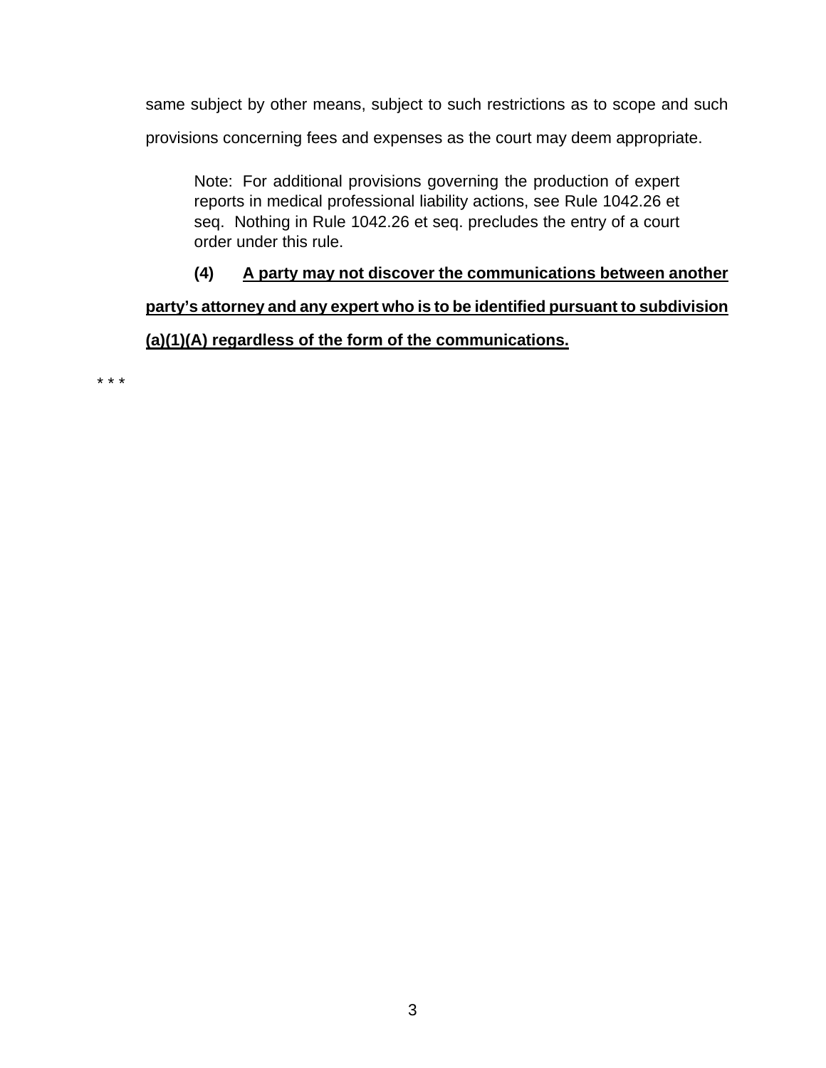same subject by other means, subject to such restrictions as to scope and such provisions concerning fees and expenses as the court may deem appropriate.

> Note: For additional provisions governing the production of expert reports in medical professional liability actions, see Rule 1042.26 et seq. Nothing in Rule 1042.26 et seq. precludes the entry of a court order under this rule.

**(4) <u>A party may not discover the communications between another party's attorney and any expert who is to be identified pursuant to subdivision (a)(1)(A) regardless of the form of the communications.</u>**

* * *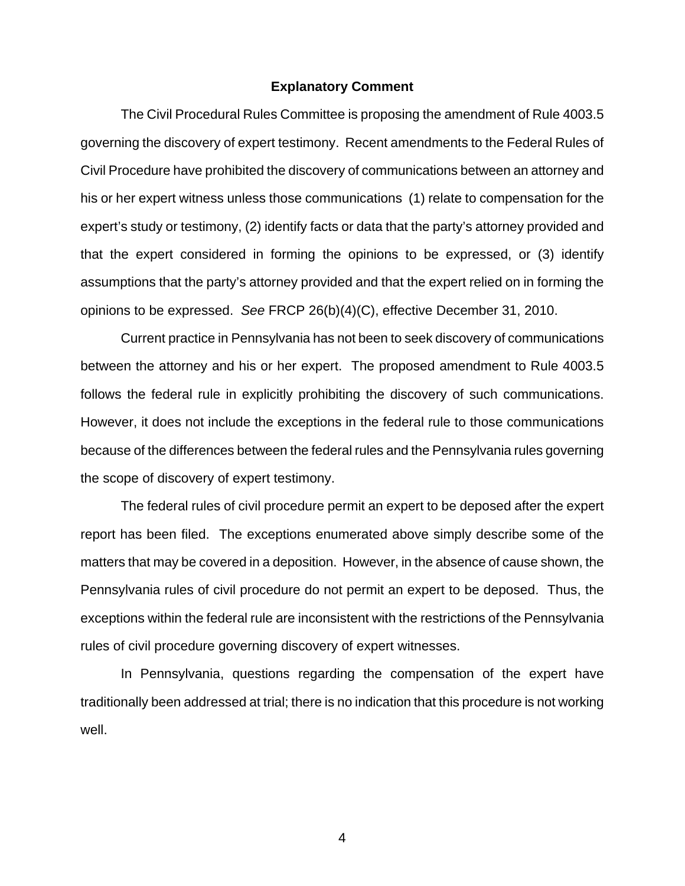# Explanatory Comment

The Civil Procedural Rules Committee is proposing the amendment of Rule 4003.5 governing the discovery of expert testimony. Recent amendments to the Federal Rules of Civil Procedure have prohibited the discovery of communications between an attorney and his or her expert witness unless those communications (1) relate to compensation for the expert's study or testimony, (2) identify facts or data that the party's attorney provided and that the expert considered in forming the opinions to be expressed, or (3) identify assumptions that the party's attorney provided and that the expert relied on in forming the opinions to be expressed. *See* FRCP 26(b)(4)(C), effective December 31, 2010.

Current practice in Pennsylvania has not been to seek discovery of communications between the attorney and his or her expert. The proposed amendment to Rule 4003.5 follows the federal rule in explicitly prohibiting the discovery of such communications. However, it does not include the exceptions in the federal rule to those communications because of the differences between the federal rules and the Pennsylvania rules governing the scope of discovery of expert testimony.

The federal rules of civil procedure permit an expert to be deposed after the expert report has been filed. The exceptions enumerated above simply describe some of the matters that may be covered in a deposition. However, in the absence of cause shown, the Pennsylvania rules of civil procedure do not permit an expert to be deposed. Thus, the exceptions within the federal rule are inconsistent with the restrictions of the Pennsylvania rules of civil procedure governing discovery of expert witnesses.

In Pennsylvania, questions regarding the compensation of the expert have traditionally been addressed at trial; there is no indication that this procedure is not working well.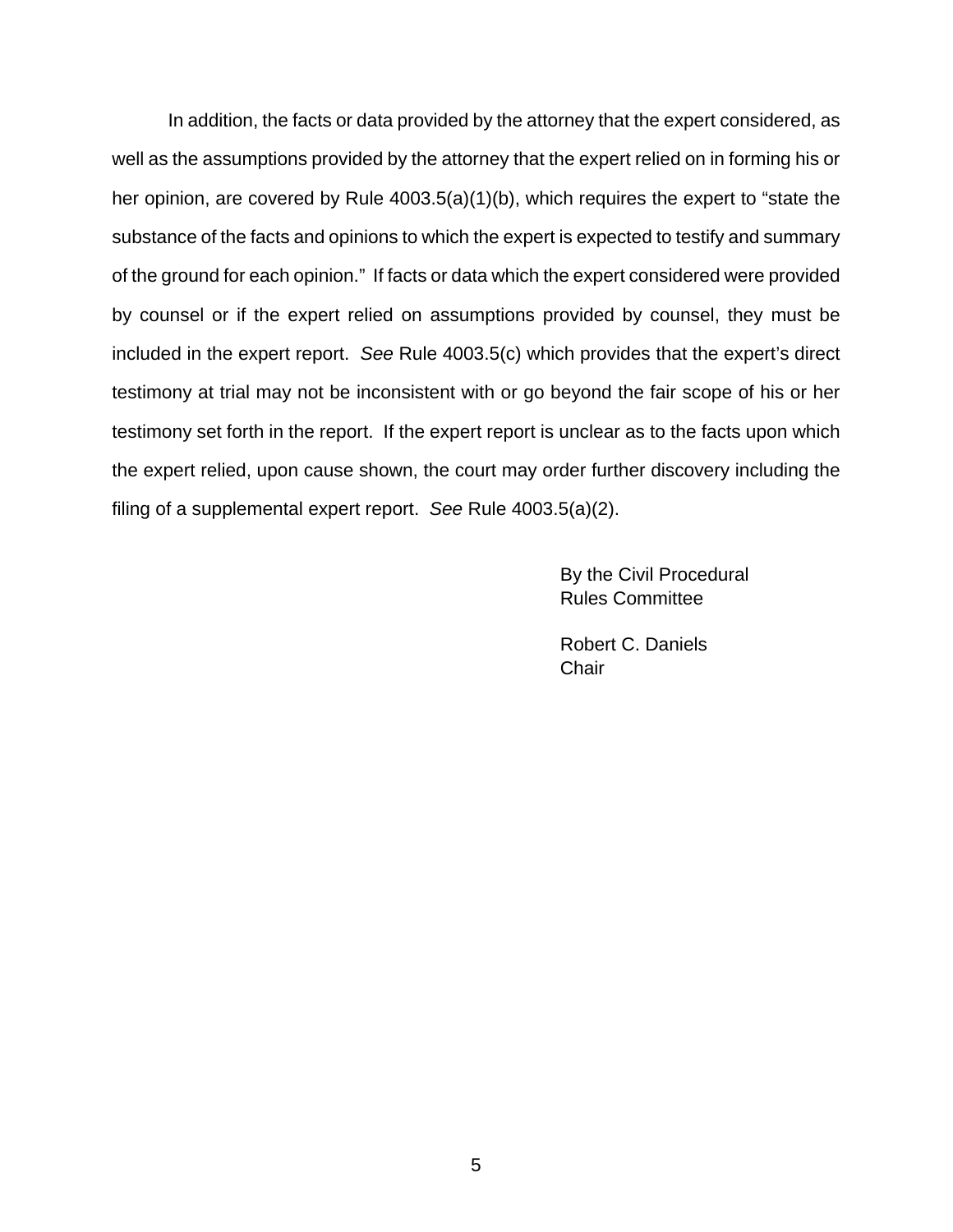In addition, the facts or data provided by the attorney that the expert considered, as well as the assumptions provided by the attorney that the expert relied on in forming his or her opinion, are covered by Rule 4003.5(a)(1)(b), which requires the expert to "state the substance of the facts and opinions to which the expert is expected to testify and summary of the ground for each opinion." If facts or data which the expert considered were provided by counsel or if the expert relied on assumptions provided by counsel, they must be included in the expert report. *See* Rule 4003.5(c) which provides that the expert's direct testimony at trial may not be inconsistent with or go beyond the fair scope of his or her testimony set forth in the report. If the expert report is unclear as to the facts upon which the expert relied, upon cause shown, the court may order further discovery including the filing of a supplemental expert report. *See* Rule 4003.5(a)(2).

By the Civil Procedural
Rules Committee

Robert C. Daniels
Chair